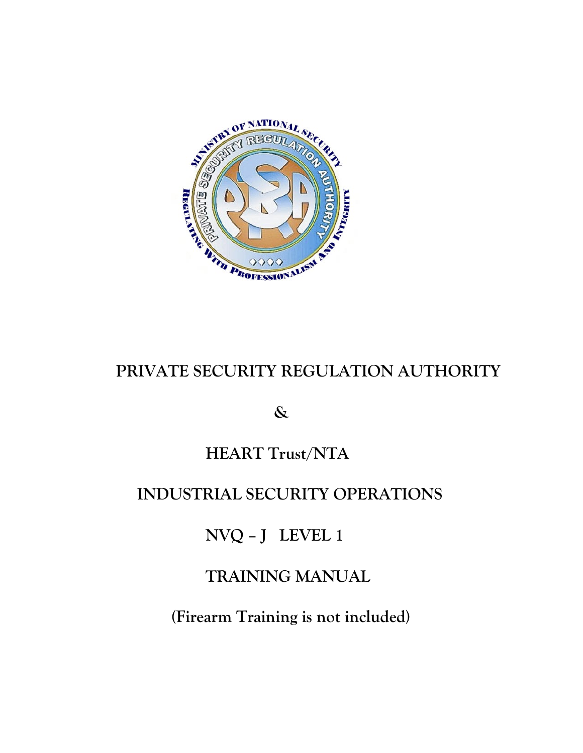# PRIVATE SECURITY REGULATION AUTHORITY

&

HEART Trust/NTA

INDUSTRIAL SECURITY OPERATIONS

NVQ – J LEVEL 1

TRAINING MANUAL

(Firearm Training is not included)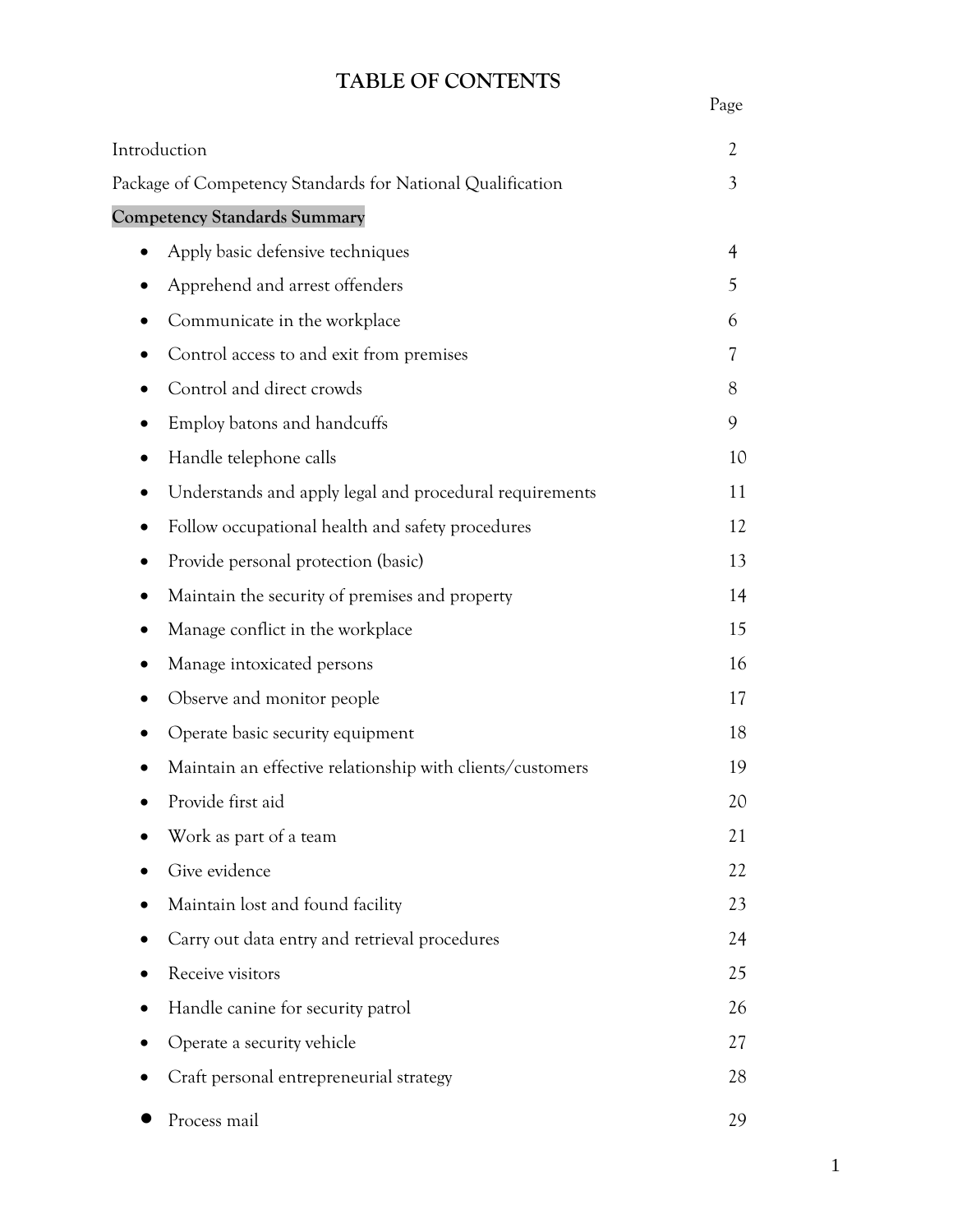# TABLE OF CONTENTS

| | Page |
|---|---|
| Introduction | 2 |
| Package of Competency Standards for National Qualification | 3 |
| **Competency Standards Summary** | |
| • Apply basic defensive techniques | 4 |
| • Apprehend and arrest offenders | 5 |
| • Communicate in the workplace | 6 |
| • Control access to and exit from premises | 7 |
| • Control and direct crowds | 8 |
| • Employ batons and handcuffs | 9 |
| • Handle telephone calls | 10 |
| • Understands and apply legal and procedural requirements | 11 |
| • Follow occupational health and safety procedures | 12 |
| • Provide personal protection (basic) | 13 |
| • Maintain the security of premises and property | 14 |
| • Manage conflict in the workplace | 15 |
| • Manage intoxicated persons | 16 |
| • Observe and monitor people | 17 |
| • Operate basic security equipment | 18 |
| • Maintain an effective relationship with clients/customers | 19 |
| • Provide first aid | 20 |
| • Work as part of a team | 21 |
| • Give evidence | 22 |
| • Maintain lost and found facility | 23 |
| • Carry out data entry and retrieval procedures | 24 |
| • Receive visitors | 25 |
| • Handle canine for security patrol | 26 |
| • Operate a security vehicle | 27 |
| • Craft personal entrepreneurial strategy | 28 |
| • Process mail | 29 |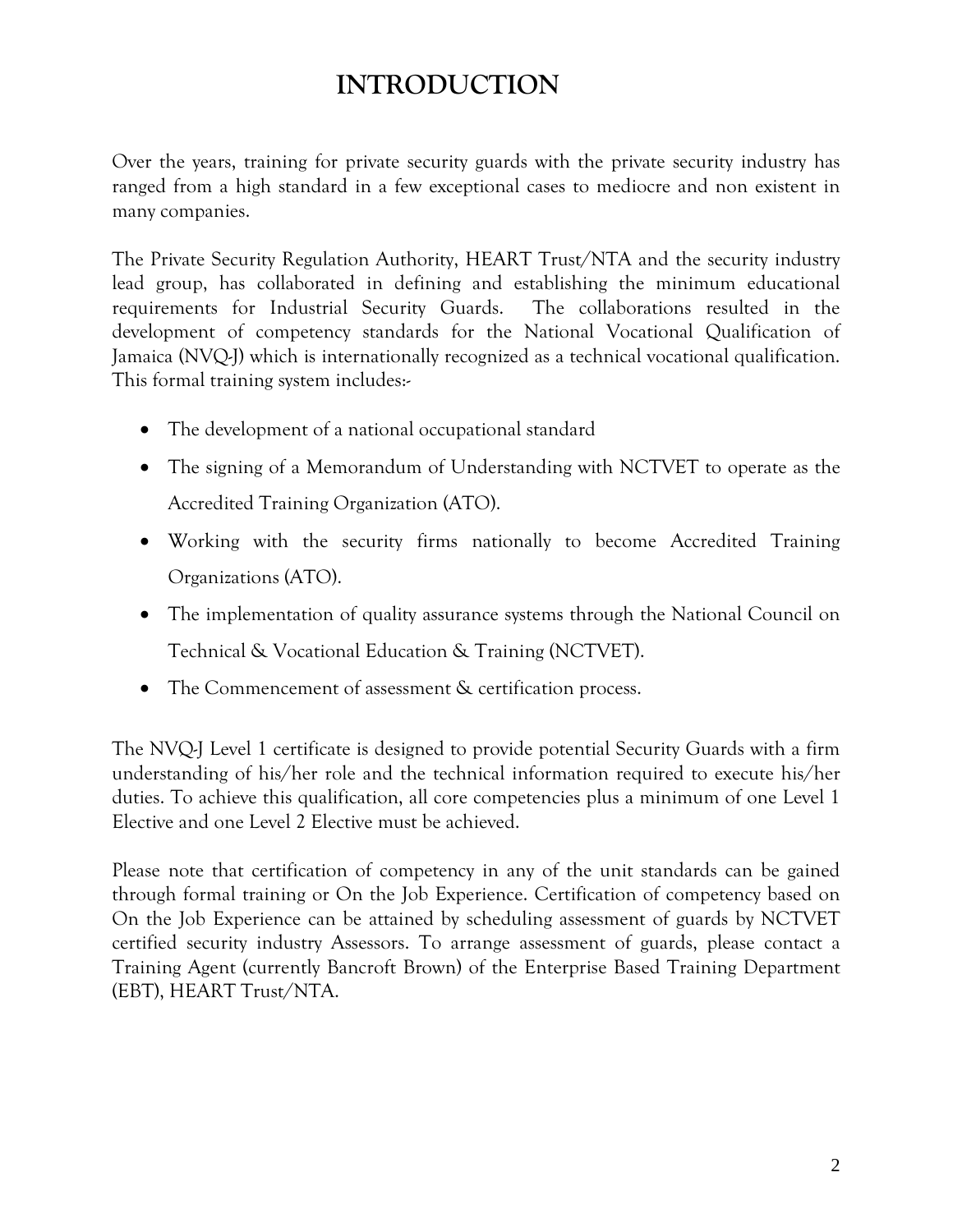# INTRODUCTION

Over the years, training for private security guards with the private security industry has ranged from a high standard in a few exceptional cases to mediocre and non existent in many companies.

The Private Security Regulation Authority, HEART Trust/NTA and the security industry lead group, has collaborated in defining and establishing the minimum educational requirements for Industrial Security Guards. The collaborations resulted in the development of competency standards for the National Vocational Qualification of Jamaica (NVQ-J) which is internationally recognized as a technical vocational qualification. This formal training system includes:-

- The development of a national occupational standard
- The signing of a Memorandum of Understanding with NCTVET to operate as the Accredited Training Organization (ATO).
- Working with the security firms nationally to become Accredited Training Organizations (ATO).
- The implementation of quality assurance systems through the National Council on Technical & Vocational Education & Training (NCTVET).
- The Commencement of assessment & certification process.

The NVQ-J Level 1 certificate is designed to provide potential Security Guards with a firm understanding of his/her role and the technical information required to execute his/her duties. To achieve this qualification, all core competencies plus a minimum of one Level 1 Elective and one Level 2 Elective must be achieved.

Please note that certification of competency in any of the unit standards can be gained through formal training or On the Job Experience. Certification of competency based on On the Job Experience can be attained by scheduling assessment of guards by NCTVET certified security industry Assessors. To arrange assessment of guards, please contact a Training Agent (currently Bancroft Brown) of the Enterprise Based Training Department (EBT), HEART Trust/NTA.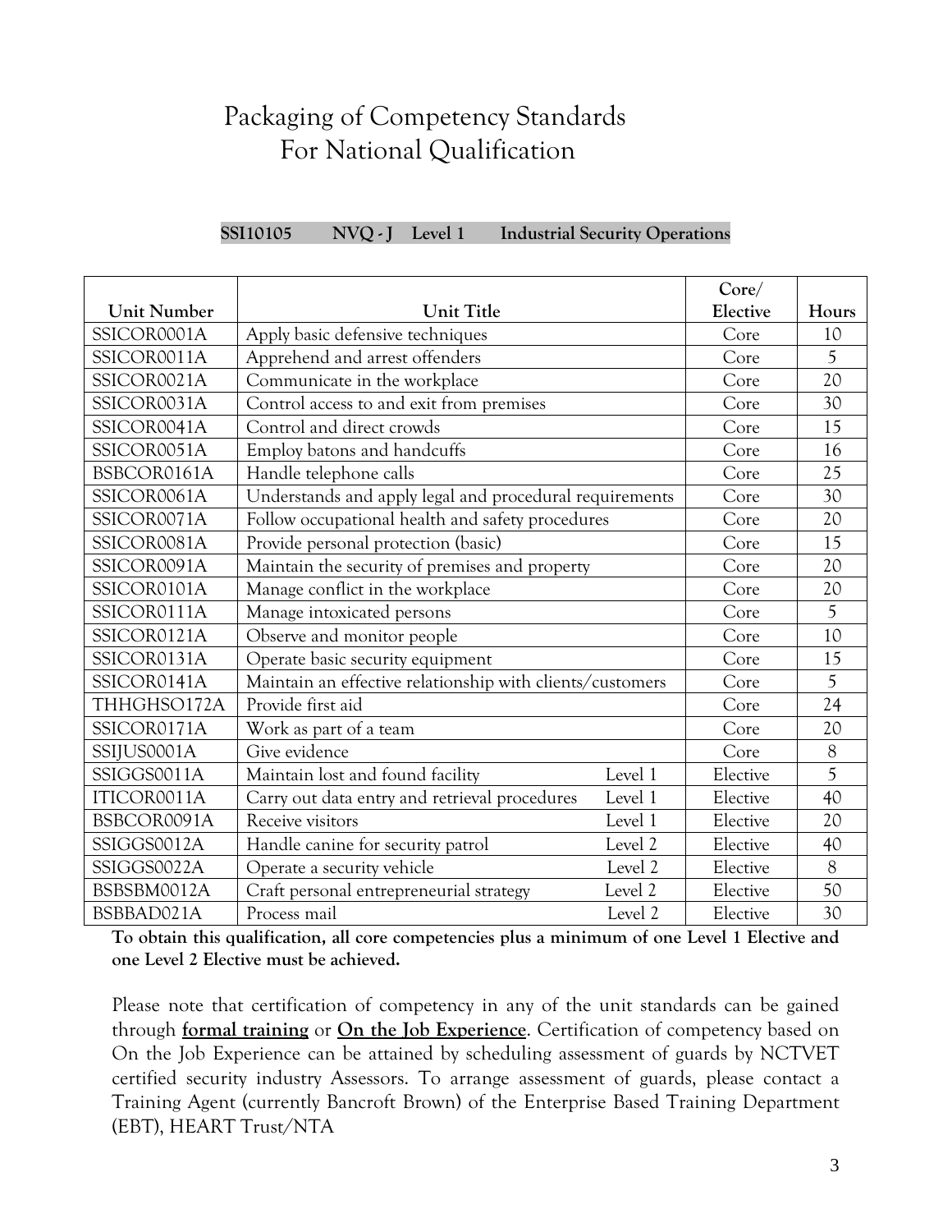# Packaging of Competency Standards For National Qualification

**SSI10105 NVQ - J Level 1 Industrial Security Operations**

| Unit Number | Unit Title | | Core/ Elective | Hours |
|---|---|---|---|---|
| SSICOR0001A | Apply basic defensive techniques | | Core | 10 |
| SSICOR0011A | Apprehend and arrest offenders | | Core | 5 |
| SSICOR0021A | Communicate in the workplace | | Core | 20 |
| SSICOR0031A | Control access to and exit from premises | | Core | 30 |
| SSICOR0041A | Control and direct crowds | | Core | 15 |
| SSICOR0051A | Employ batons and handcuffs | | Core | 16 |
| BSBCOR0161A | Handle telephone calls | | Core | 25 |
| SSICOR0061A | Understands and apply legal and procedural requirements | | Core | 30 |
| SSICOR0071A | Follow occupational health and safety procedures | | Core | 20 |
| SSICOR0081A | Provide personal protection (basic) | | Core | 15 |
| SSICOR0091A | Maintain the security of premises and property | | Core | 20 |
| SSICOR0101A | Manage conflict in the workplace | | Core | 20 |
| SSICOR0111A | Manage intoxicated persons | | Core | 5 |
| SSICOR0121A | Observe and monitor people | | Core | 10 |
| SSICOR0131A | Operate basic security equipment | | Core | 15 |
| SSICOR0141A | Maintain an effective relationship with clients/customers | | Core | 5 |
| THHGHSO172A | Provide first aid | | Core | 24 |
| SSICOR0171A | Work as part of a team | | Core | 20 |
| SSIJUS0001A | Give evidence | | Core | 8 |
| SSIGGS0011A | Maintain lost and found facility | Level 1 | Elective | 5 |
| ITICOR0011A | Carry out data entry and retrieval procedures | Level 1 | Elective | 40 |
| BSBCOR0091A | Receive visitors | Level 1 | Elective | 20 |
| SSIGGS0012A | Handle canine for security patrol | Level 2 | Elective | 40 |
| SSIGGS0022A | Operate a security vehicle | Level 2 | Elective | 8 |
| BSBSBM0012A | Craft personal entrepreneurial strategy | Level 2 | Elective | 50 |
| BSBBAD021A | Process mail | Level 2 | Elective | 30 |

**To obtain this qualification, all core competencies plus a minimum of one Level 1 Elective and one Level 2 Elective must be achieved.**

Please note that certification of competency in any of the unit standards can be gained through **formal training** or **On the Job Experience**. Certification of competency based on On the Job Experience can be attained by scheduling assessment of guards by NCTVET certified security industry Assessors. To arrange assessment of guards, please contact a Training Agent (currently Bancroft Brown) of the Enterprise Based Training Department (EBT), HEART Trust/NTA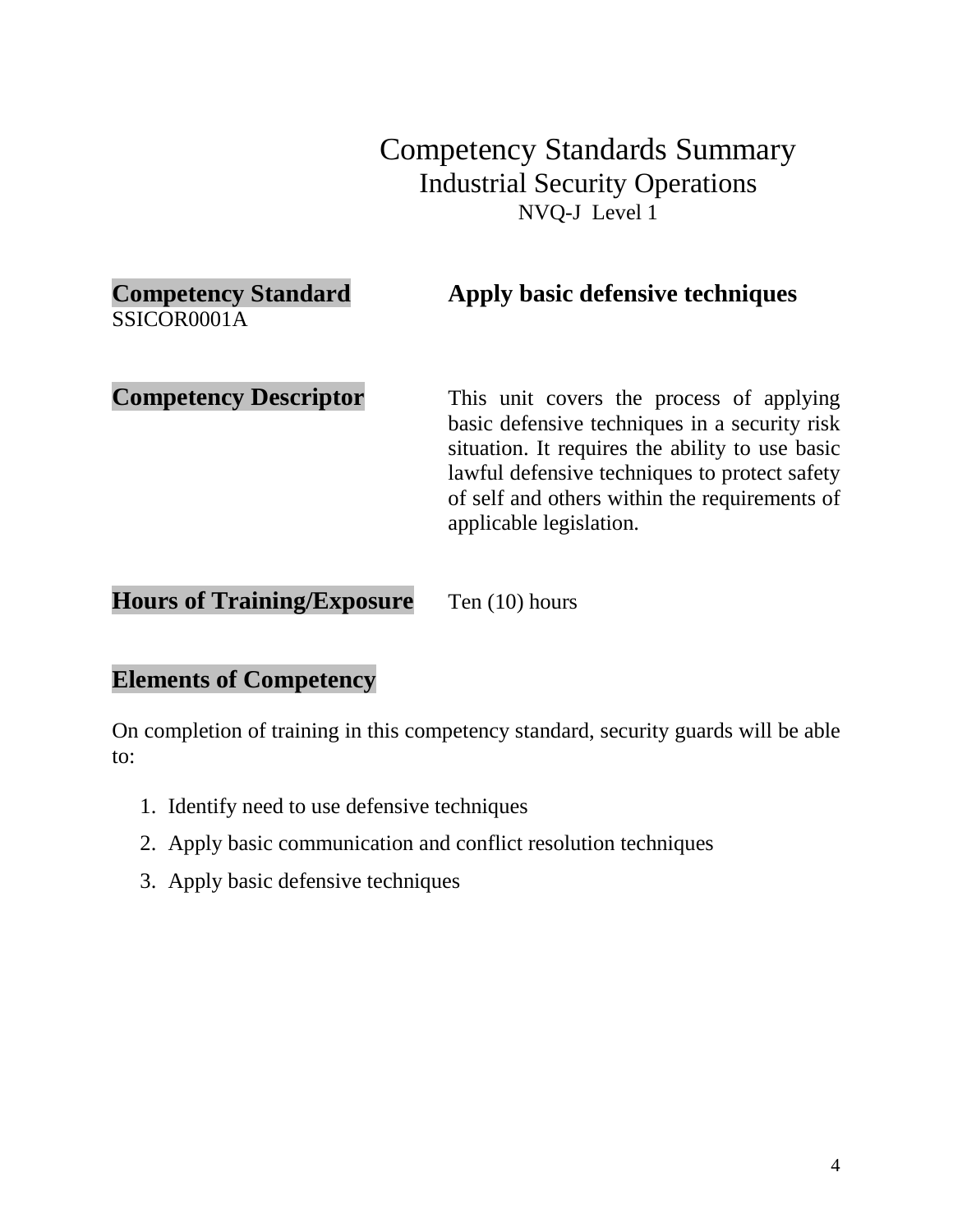# Competency Standards Summary
## Industrial Security Operations
### NVQ-J Level 1

**Competency Standard**
SSICOR0001A

**Apply basic defensive techniques**

**Competency Descriptor**

This unit covers the process of applying basic defensive techniques in a security risk situation. It requires the ability to use basic lawful defensive techniques to protect safety of self and others within the requirements of applicable legislation.

**Hours of Training/Exposure**

Ten (10) hours

**Elements of Competency**

On completion of training in this competency standard, security guards will be able to:

1. Identify need to use defensive techniques
2. Apply basic communication and conflict resolution techniques
3. Apply basic defensive techniques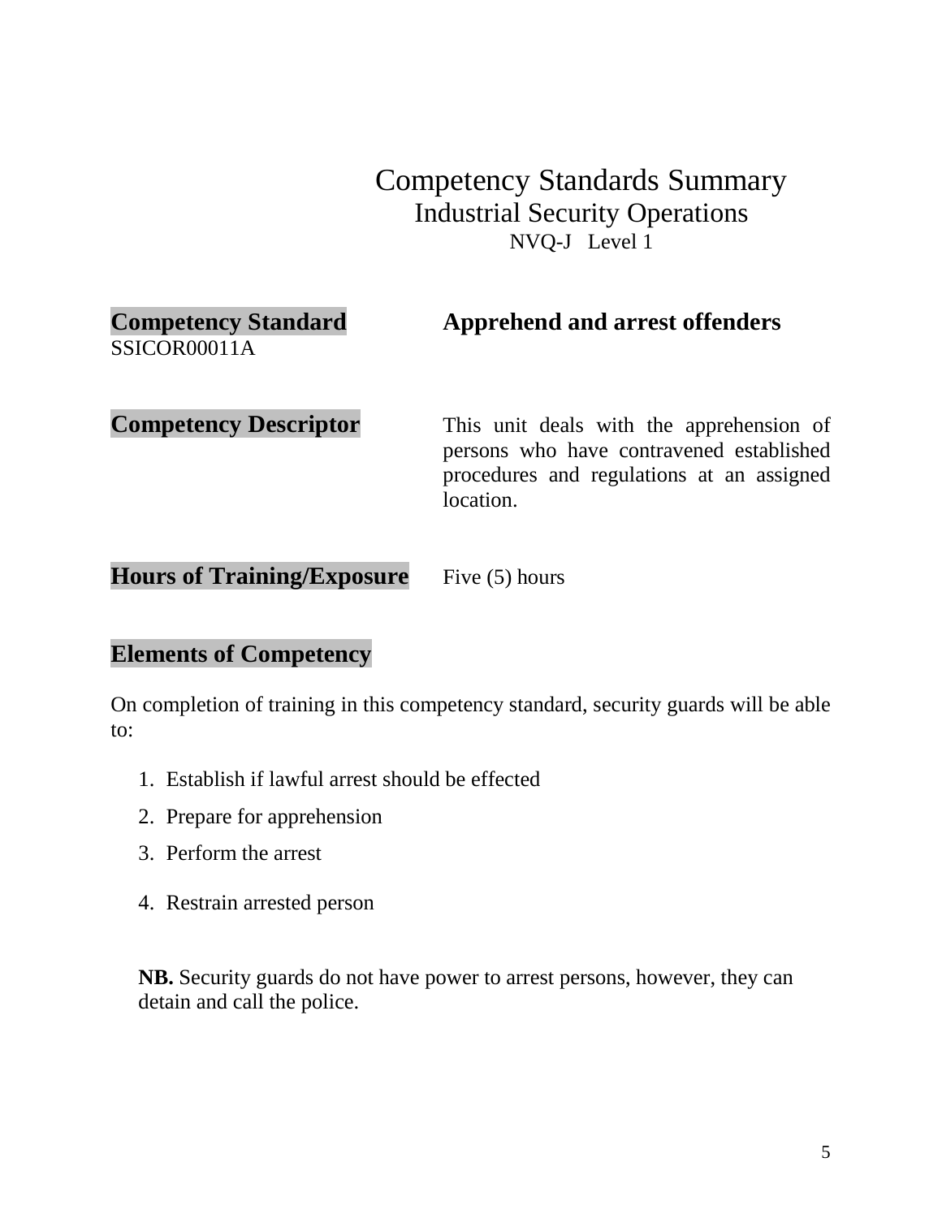# Competency Standards Summary

## Industrial Security Operations

### NVQ-J Level 1

**Competency Standard** SSICOR00011A

**Apprehend and arrest offenders**

**Competency Descriptor**

This unit deals with the apprehension of persons who have contravened established procedures and regulations at an assigned location.

**Hours of Training/Exposure**

Five (5) hours

**Elements of Competency**

On completion of training in this competency standard, security guards will be able to:

1. Establish if lawful arrest should be effected
2. Prepare for apprehension
3. Perform the arrest
4. Restrain arrested person

**NB.** Security guards do not have power to arrest persons, however, they can detain and call the police.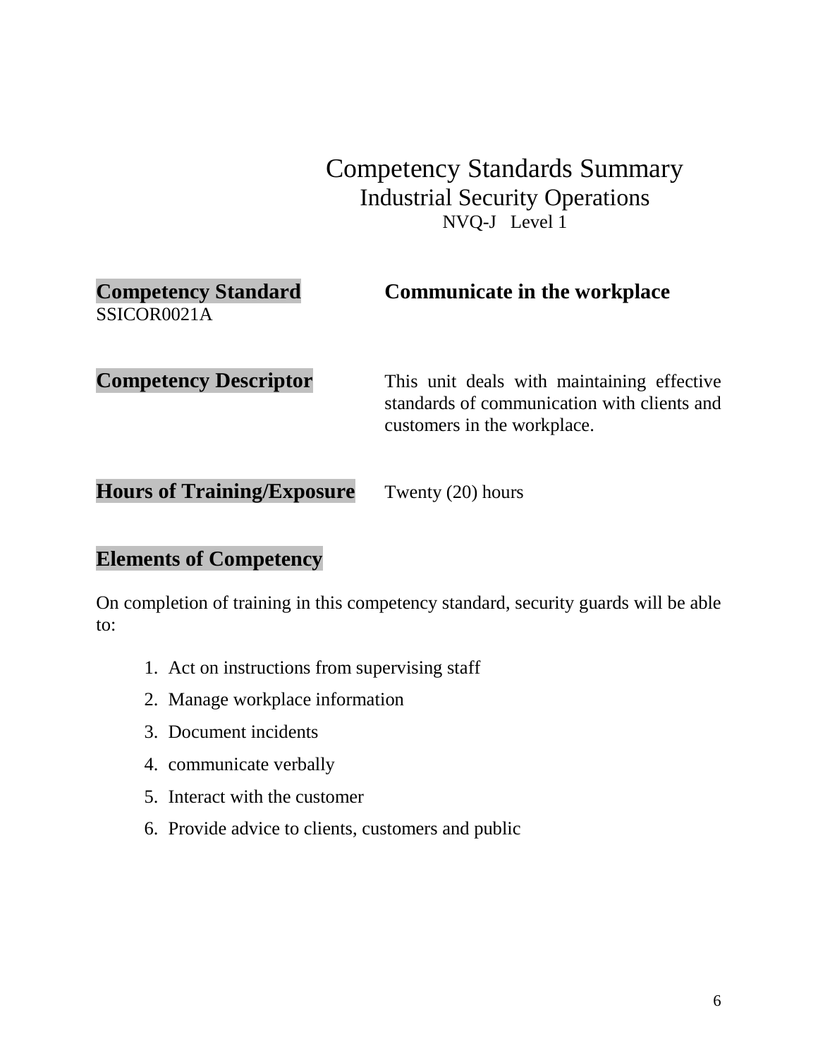# Competency Standards Summary

## Industrial Security Operations

### NVQ-J Level 1

**Competency Standard** SSICOR0021A

**Communicate in the workplace**

**Competency Descriptor**

This unit deals with maintaining effective standards of communication with clients and customers in the workplace.

**Hours of Training/Exposure**

Twenty (20) hours

**Elements of Competency**

On completion of training in this competency standard, security guards will be able to:

1. Act on instructions from supervising staff
2. Manage workplace information
3. Document incidents
4. communicate verbally
5. Interact with the customer
6. Provide advice to clients, customers and public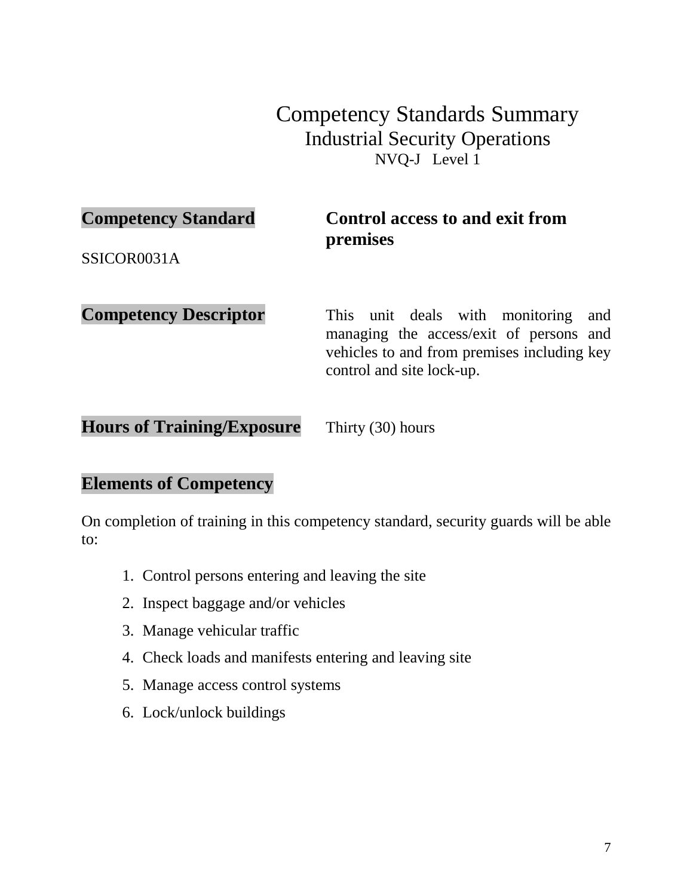# Competency Standards Summary
## Industrial Security Operations
### NVQ-J Level 1

**Competency Standard** **Control access to and exit from premises**

SSICOR0031A

**Competency Descriptor** This unit deals with monitoring and managing the access/exit of persons and vehicles to and from premises including key control and site lock-up.

**Hours of Training/Exposure** Thirty (30) hours

**Elements of Competency**

On completion of training in this competency standard, security guards will be able to:

1. Control persons entering and leaving the site
2. Inspect baggage and/or vehicles
3. Manage vehicular traffic
4. Check loads and manifests entering and leaving site
5. Manage access control systems
6. Lock/unlock buildings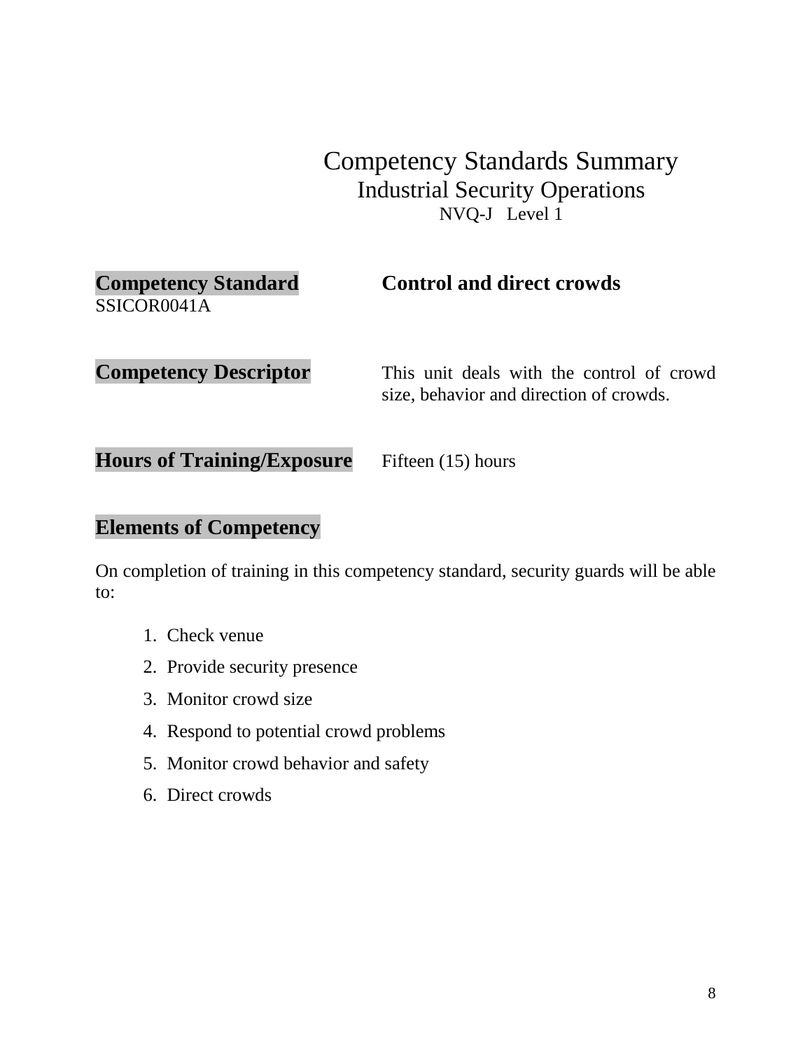# Competency Standards Summary

## Industrial Security Operations

### NVQ-J Level 1

**Competency Standard** SSICOR0041A — **Control and direct crowds**

**Competency Descriptor** — This unit deals with the control of crowd size, behavior and direction of crowds.

**Hours of Training/Exposure** — Fifteen (15) hours

## Elements of Competency

On completion of training in this competency standard, security guards will be able to:

1. Check venue
2. Provide security presence
3. Monitor crowd size
4. Respond to potential crowd problems
5. Monitor crowd behavior and safety
6. Direct crowds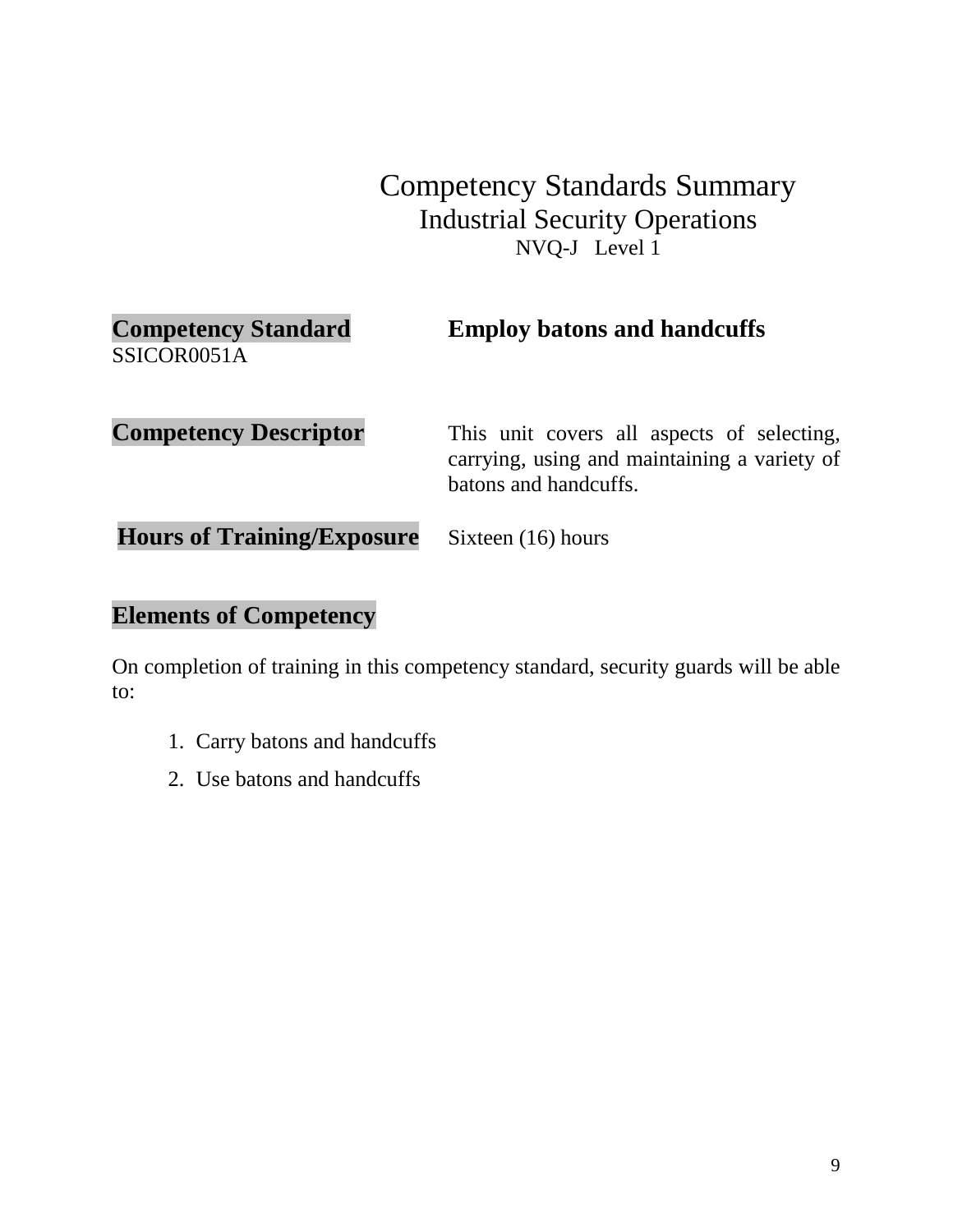# Competency Standards Summary

## Industrial Security Operations

### NVQ-J Level 1

**Competency Standard** SSICOR0051A — **Employ batons and handcuffs**

**Competency Descriptor** — This unit covers all aspects of selecting, carrying, using and maintaining a variety of batons and handcuffs.

**Hours of Training/Exposure** — Sixteen (16) hours

## Elements of Competency

On completion of training in this competency standard, security guards will be able to:

1. Carry batons and handcuffs
2. Use batons and handcuffs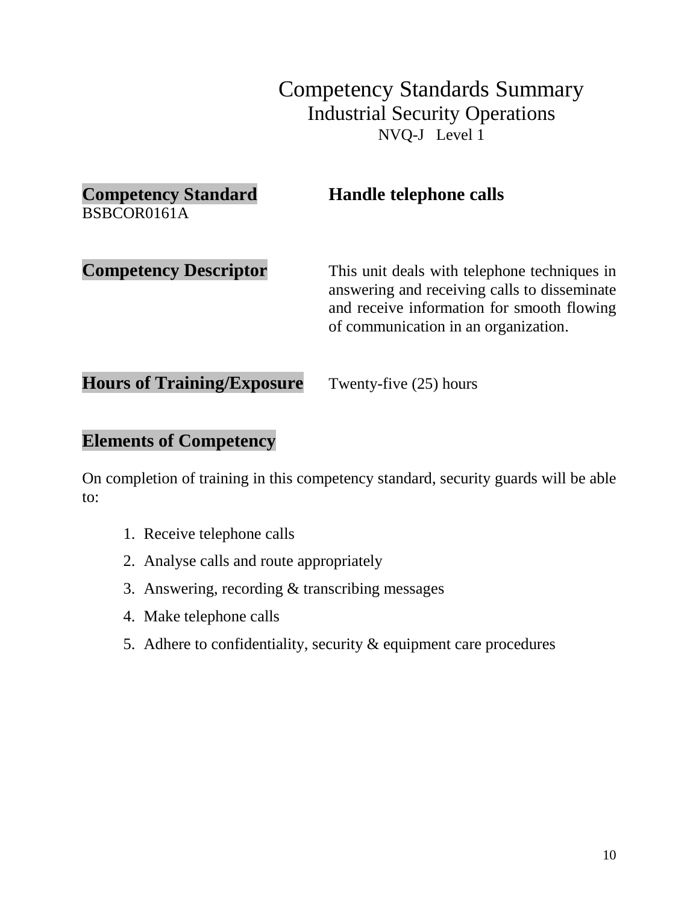# Competency Standards Summary

## Industrial Security Operations

### NVQ-J Level 1

**Competency Standard** BSBCOR0161A — **Handle telephone calls**

**Competency Descriptor**

This unit deals with telephone techniques in answering and receiving calls to disseminate and receive information for smooth flowing of communication in an organization.

**Hours of Training/Exposure**

Twenty-five (25) hours

## Elements of Competency

On completion of training in this competency standard, security guards will be able to:

1. Receive telephone calls
2. Analyse calls and route appropriately
3. Answering, recording & transcribing messages
4. Make telephone calls
5. Adhere to confidentiality, security & equipment care procedures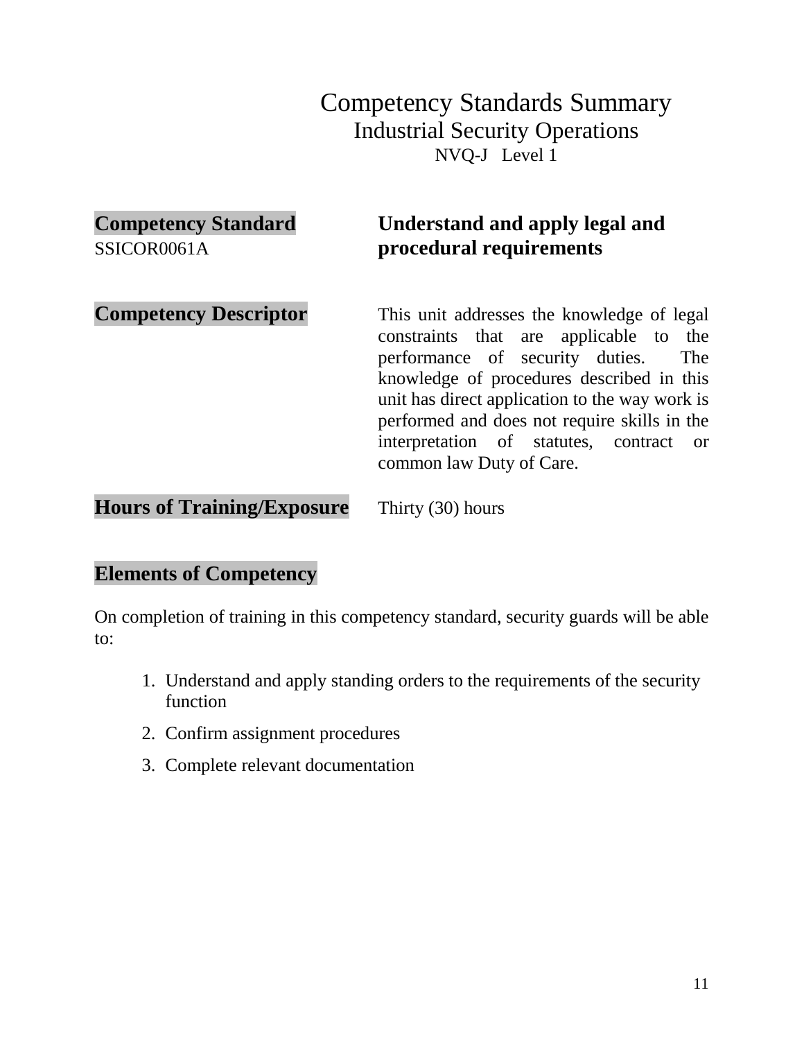# Competency Standards Summary

## Industrial Security Operations

### NVQ-J Level 1

**Competency Standard**
SSICOR0061A

**Understand and apply legal and procedural requirements**

**Competency Descriptor**

This unit addresses the knowledge of legal constraints that are applicable to the performance of security duties. The knowledge of procedures described in this unit has direct application to the way work is performed and does not require skills in the interpretation of statutes, contract or common law Duty of Care.

**Hours of Training/Exposure**

Thirty (30) hours

**Elements of Competency**

On completion of training in this competency standard, security guards will be able to:

1. Understand and apply standing orders to the requirements of the security function
2. Confirm assignment procedures
3. Complete relevant documentation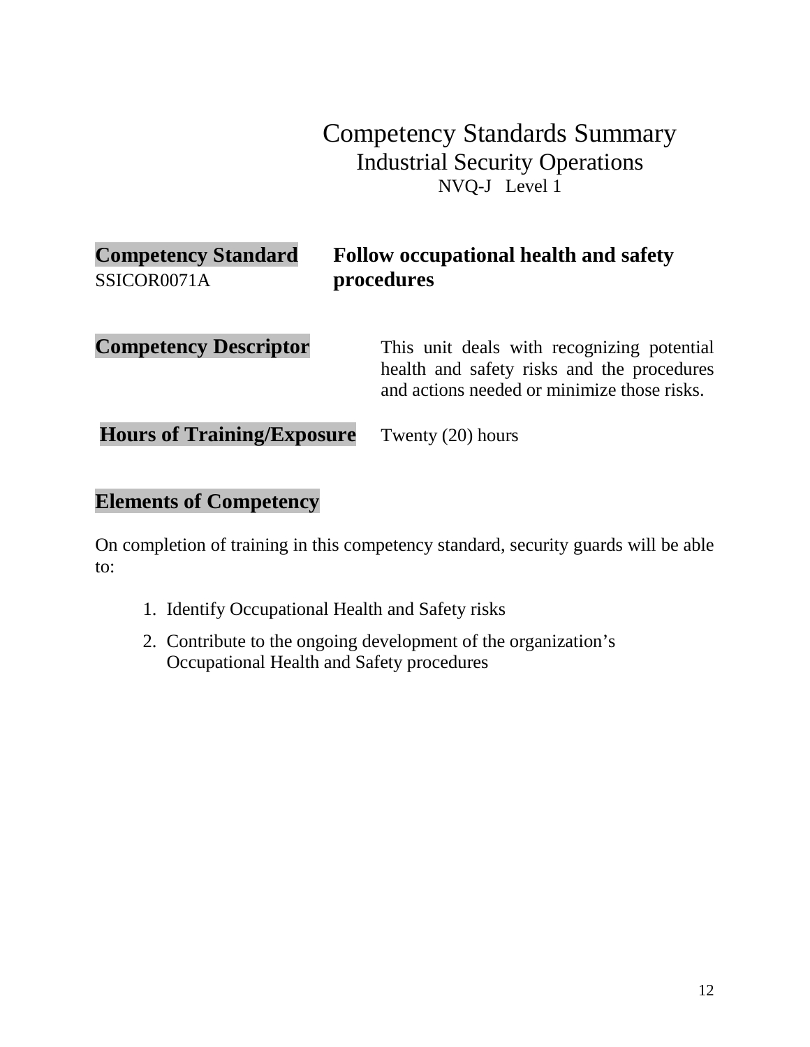# Competency Standards Summary

## Industrial Security Operations

NVQ-J Level 1

**Competency Standard** SSICOR0071A — **Follow occupational health and safety procedures**

**Competency Descriptor**

This unit deals with recognizing potential health and safety risks and the procedures and actions needed or minimize those risks.

**Hours of Training/Exposure** Twenty (20) hours

## Elements of Competency

On completion of training in this competency standard, security guards will be able to:

1. Identify Occupational Health and Safety risks
2. Contribute to the ongoing development of the organization's Occupational Health and Safety procedures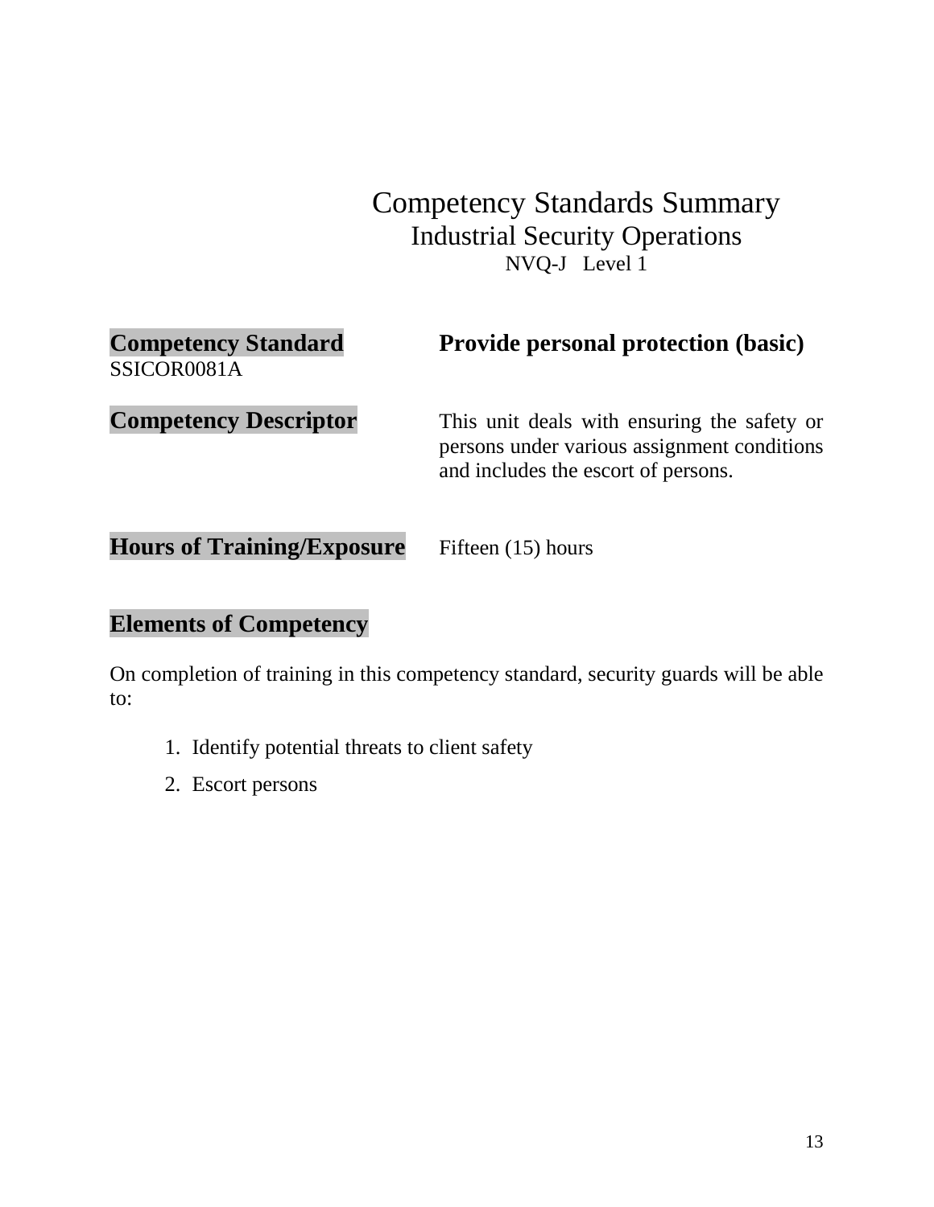# Competency Standards Summary

## Industrial Security Operations

### NVQ-J Level 1

**Competency Standard** SSICOR0081A

**Provide personal protection (basic)**

**Competency Descriptor**

This unit deals with ensuring the safety or persons under various assignment conditions and includes the escort of persons.

**Hours of Training/Exposure**

Fifteen (15) hours

**Elements of Competency**

On completion of training in this competency standard, security guards will be able to:

1. Identify potential threats to client safety
2. Escort persons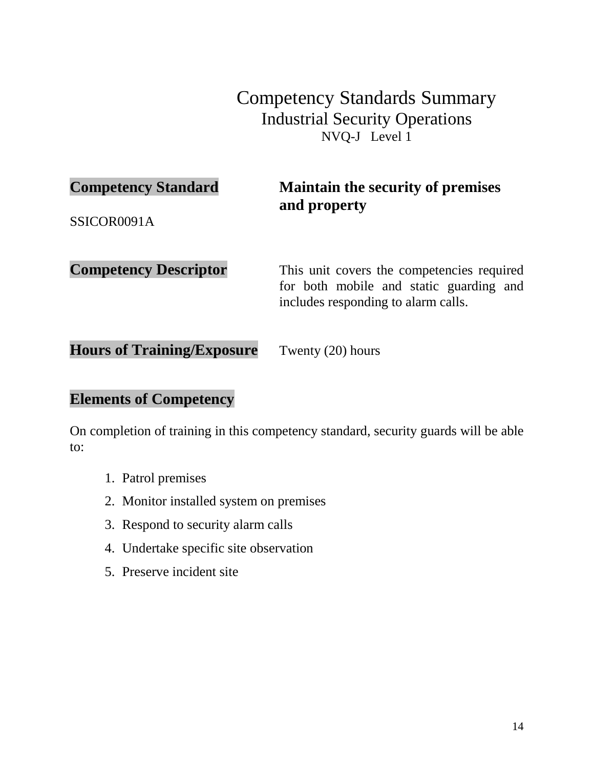# Competency Standards Summary

## Industrial Security Operations

### NVQ-J Level 1

**Competency Standard** — **Maintain the security of premises and property**

SSICOR0091A

**Competency Descriptor** — This unit covers the competencies required for both mobile and static guarding and includes responding to alarm calls.

**Hours of Training/Exposure** — Twenty (20) hours

**Elements of Competency**

On completion of training in this competency standard, security guards will be able to:

1. Patrol premises
2. Monitor installed system on premises
3. Respond to security alarm calls
4. Undertake specific site observation
5. Preserve incident site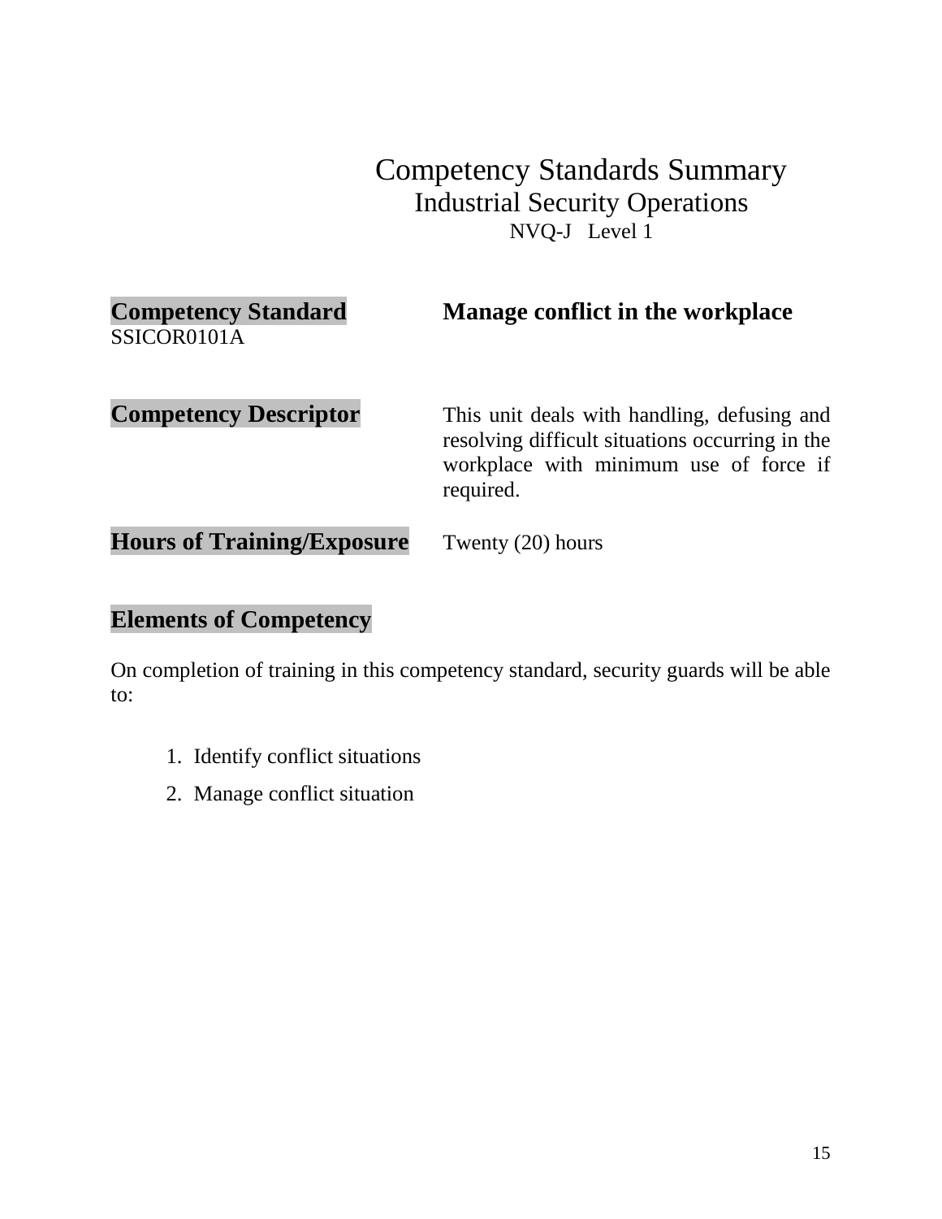# Competency Standards Summary

## Industrial Security Operations

### NVQ-J Level 1

**Competency Standard** SSICOR0101A — **Manage conflict in the workplace**

**Competency Descriptor** — This unit deals with handling, defusing and resolving difficult situations occurring in the workplace with minimum use of force if required.

**Hours of Training/Exposure** — Twenty (20) hours

## Elements of Competency

On completion of training in this competency standard, security guards will be able to:

1. Identify conflict situations
2. Manage conflict situation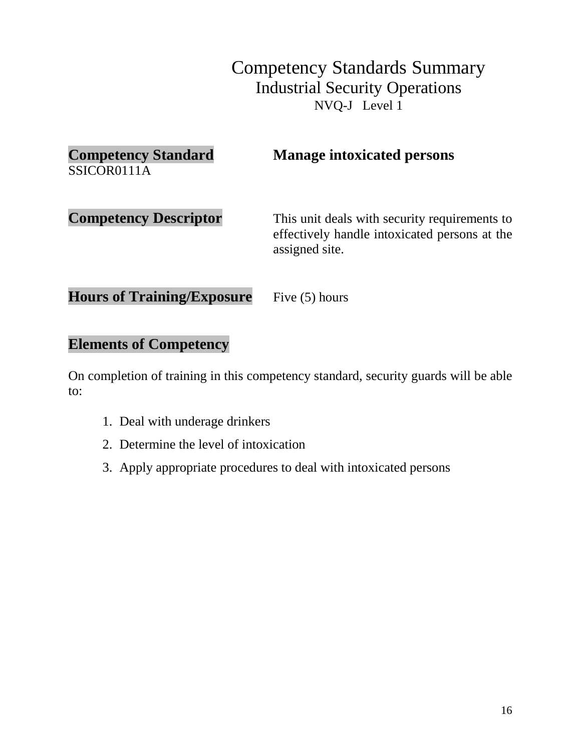# Competency Standards Summary

## Industrial Security Operations

### NVQ-J Level 1

**Competency Standard** SSICOR0111A — **Manage intoxicated persons**

**Competency Descriptor** — This unit deals with security requirements to effectively handle intoxicated persons at the assigned site.

**Hours of Training/Exposure** — Five (5) hours

**Elements of Competency**

On completion of training in this competency standard, security guards will be able to:

1. Deal with underage drinkers
2. Determine the level of intoxication
3. Apply appropriate procedures to deal with intoxicated persons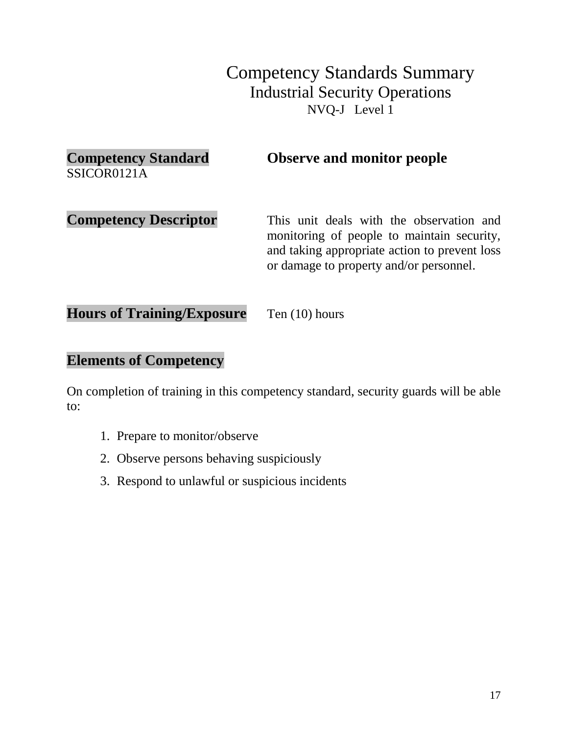# Competency Standards Summary
## Industrial Security Operations
### NVQ-J Level 1

**Competency Standard** SSICOR0121A — **Observe and monitor people**

**Competency Descriptor** — This unit deals with the observation and monitoring of people to maintain security, and taking appropriate action to prevent loss or damage to property and/or personnel.

**Hours of Training/Exposure** — Ten (10) hours

**Elements of Competency**

On completion of training in this competency standard, security guards will be able to:

1. Prepare to monitor/observe
2. Observe persons behaving suspiciously
3. Respond to unlawful or suspicious incidents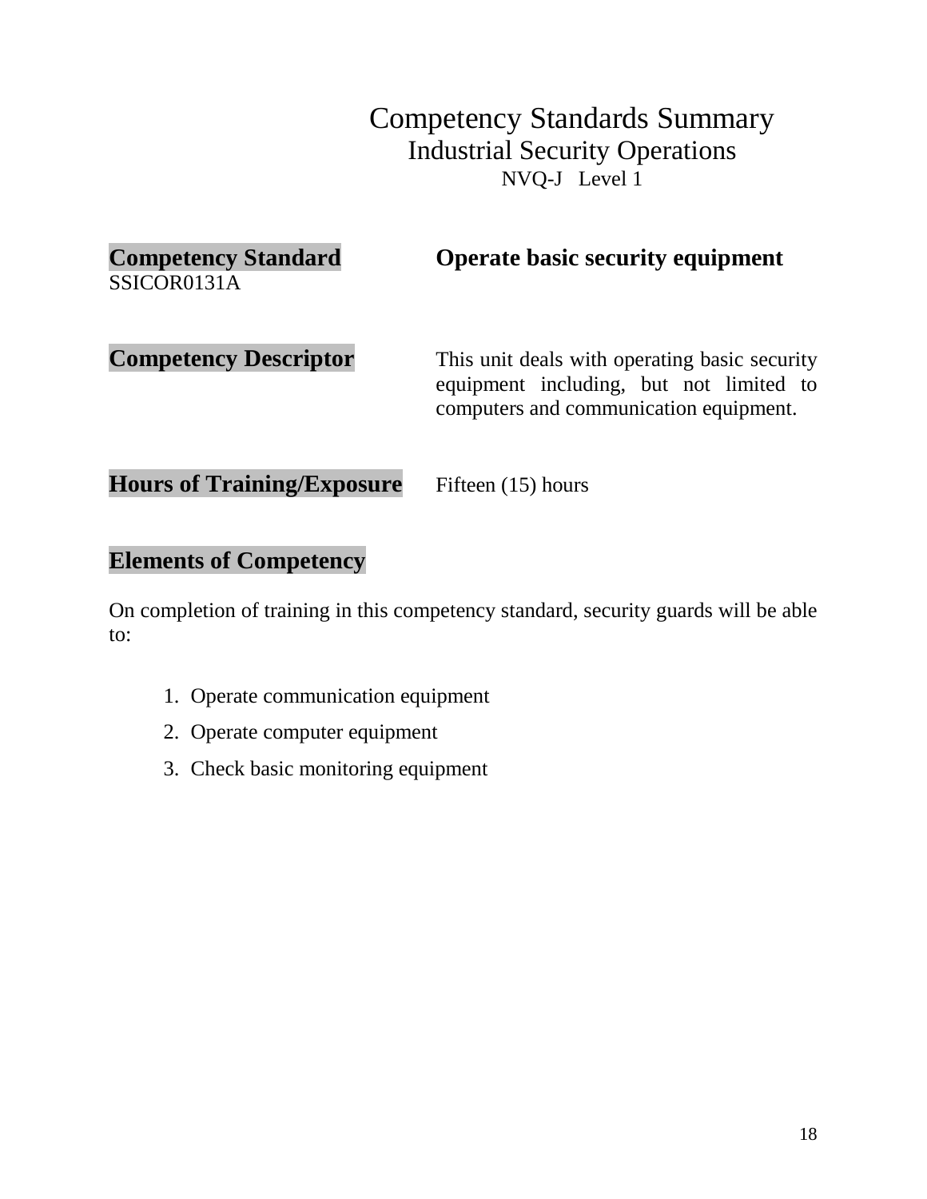# Competency Standards Summary

## Industrial Security Operations

NVQ-J Level 1

**Competency Standard** SSICOR0131A

**Operate basic security equipment**

**Competency Descriptor**

This unit deals with operating basic security equipment including, but not limited to computers and communication equipment.

**Hours of Training/Exposure**

Fifteen (15) hours

**Elements of Competency**

On completion of training in this competency standard, security guards will be able to:

1. Operate communication equipment
2. Operate computer equipment
3. Check basic monitoring equipment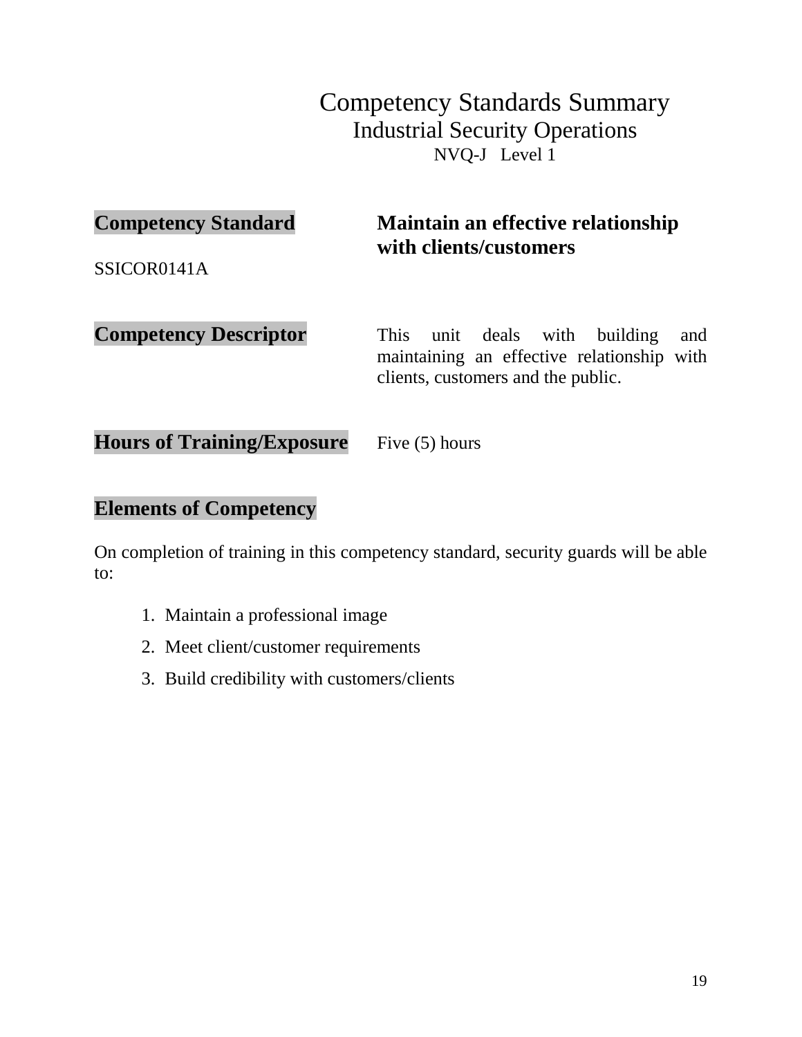# Competency Standards Summary

## Industrial Security Operations

NVQ-J Level 1

**Competency Standard** — **Maintain an effective relationship with clients/customers**

SSICOR0141A

**Competency Descriptor** — This unit deals with building and maintaining an effective relationship with clients, customers and the public.

**Hours of Training/Exposure** — Five (5) hours

## Elements of Competency

On completion of training in this competency standard, security guards will be able to:

1. Maintain a professional image
2. Meet client/customer requirements
3. Build credibility with customers/clients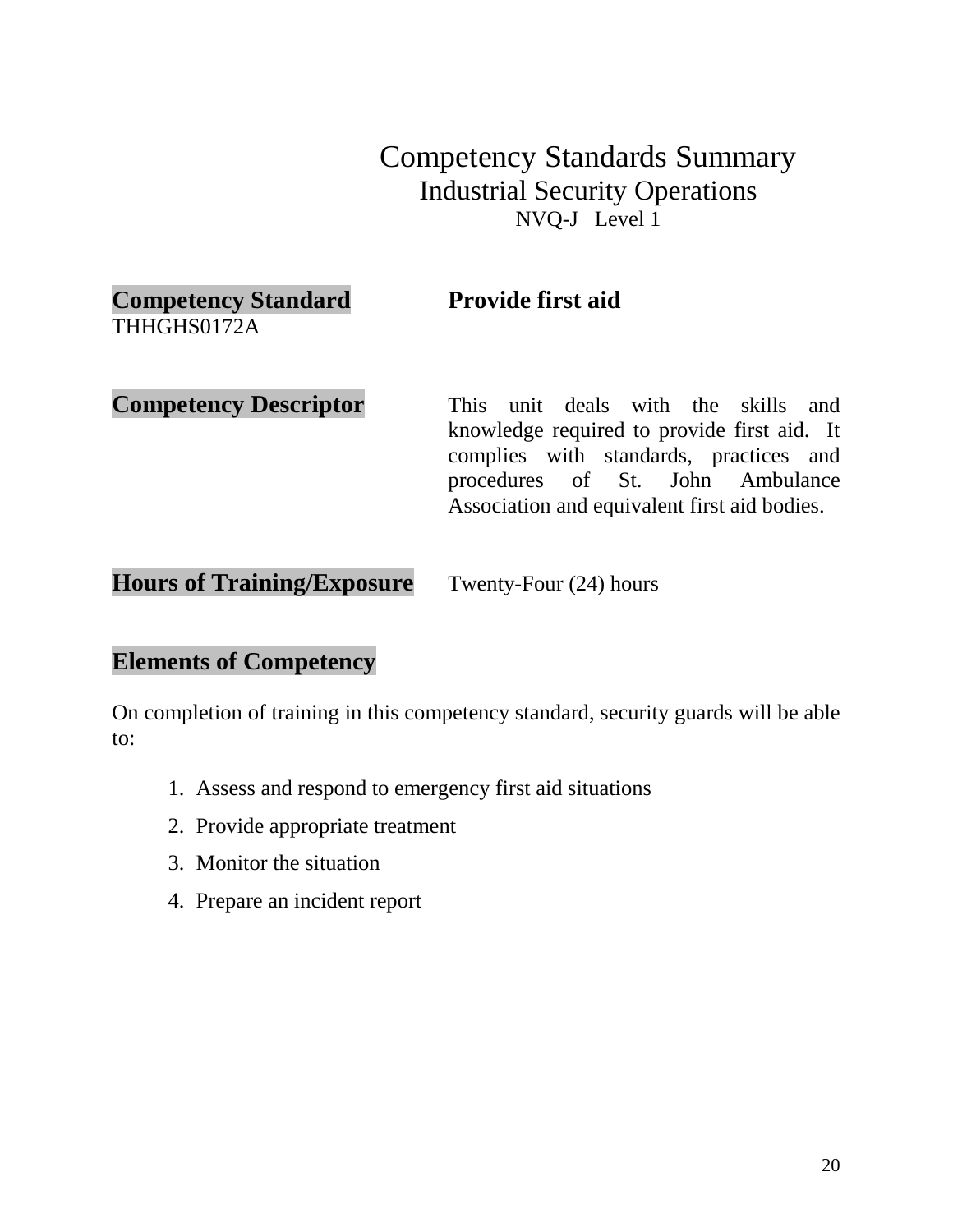# Competency Standards Summary
## Industrial Security Operations
### NVQ-J Level 1

**Competency Standard** THHGHS0172A — **Provide first aid**

**Competency Descriptor**

This unit deals with the skills and knowledge required to provide first aid. It complies with standards, practices and procedures of St. John Ambulance Association and equivalent first aid bodies.

**Hours of Training/Exposure**

Twenty-Four (24) hours

**Elements of Competency**

On completion of training in this competency standard, security guards will be able to:

1. Assess and respond to emergency first aid situations
2. Provide appropriate treatment
3. Monitor the situation
4. Prepare an incident report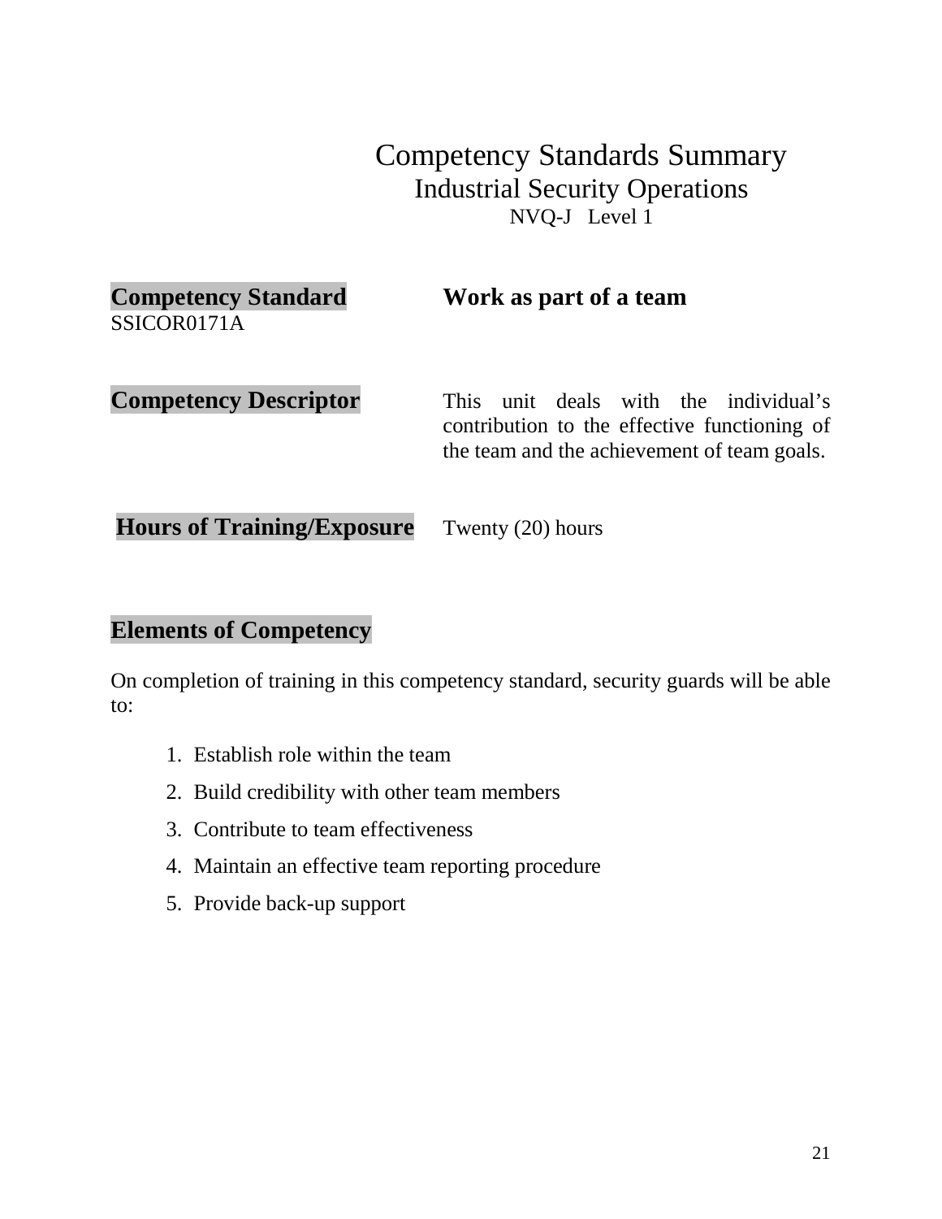# Competency Standards Summary

## Industrial Security Operations

### NVQ-J Level 1

**Competency Standard** SSICOR0171A — **Work as part of a team**

**Competency Descriptor** — This unit deals with the individual's contribution to the effective functioning of the team and the achievement of team goals.

**Hours of Training/Exposure** — Twenty (20) hours

## Elements of Competency

On completion of training in this competency standard, security guards will be able to:

1. Establish role within the team
2. Build credibility with other team members
3. Contribute to team effectiveness
4. Maintain an effective team reporting procedure
5. Provide back-up support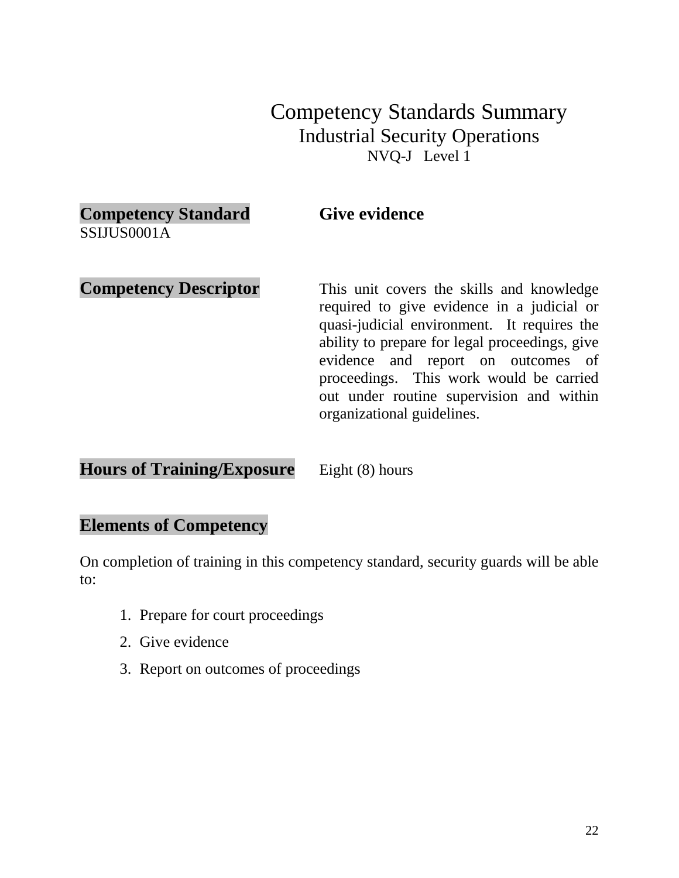# Competency Standards Summary
## Industrial Security Operations
### NVQ-J Level 1

**Competency Standard** SSIJUS0001A — **Give evidence**

**Competency Descriptor**

This unit covers the skills and knowledge required to give evidence in a judicial or quasi-judicial environment. It requires the ability to prepare for legal proceedings, give evidence and report on outcomes of proceedings. This work would be carried out under routine supervision and within organizational guidelines.

**Hours of Training/Exposure** Eight (8) hours

**Elements of Competency**

On completion of training in this competency standard, security guards will be able to:

1. Prepare for court proceedings
2. Give evidence
3. Report on outcomes of proceedings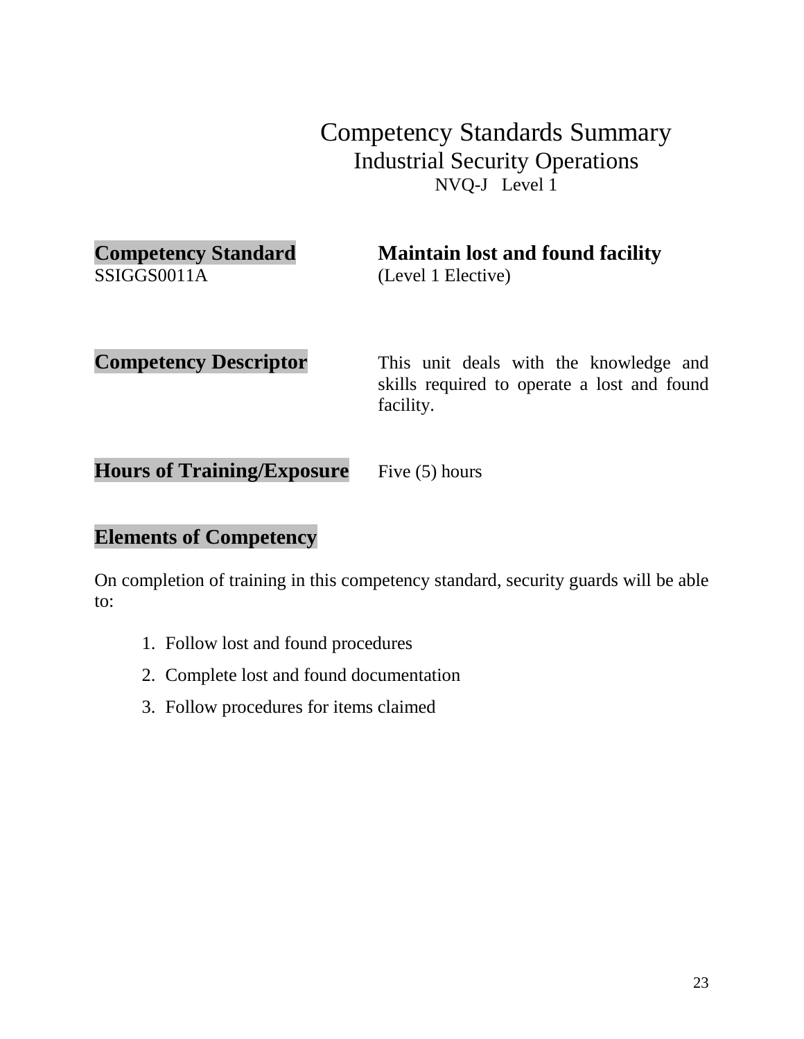# Competency Standards Summary
## Industrial Security Operations
### NVQ-J Level 1

**Competency Standard**
SSIGGS0011A

**Maintain lost and found facility**
(Level 1 Elective)

**Competency Descriptor**

This unit deals with the knowledge and skills required to operate a lost and found facility.

**Hours of Training/Exposure**

Five (5) hours

**Elements of Competency**

On completion of training in this competency standard, security guards will be able to:

1. Follow lost and found procedures
2. Complete lost and found documentation
3. Follow procedures for items claimed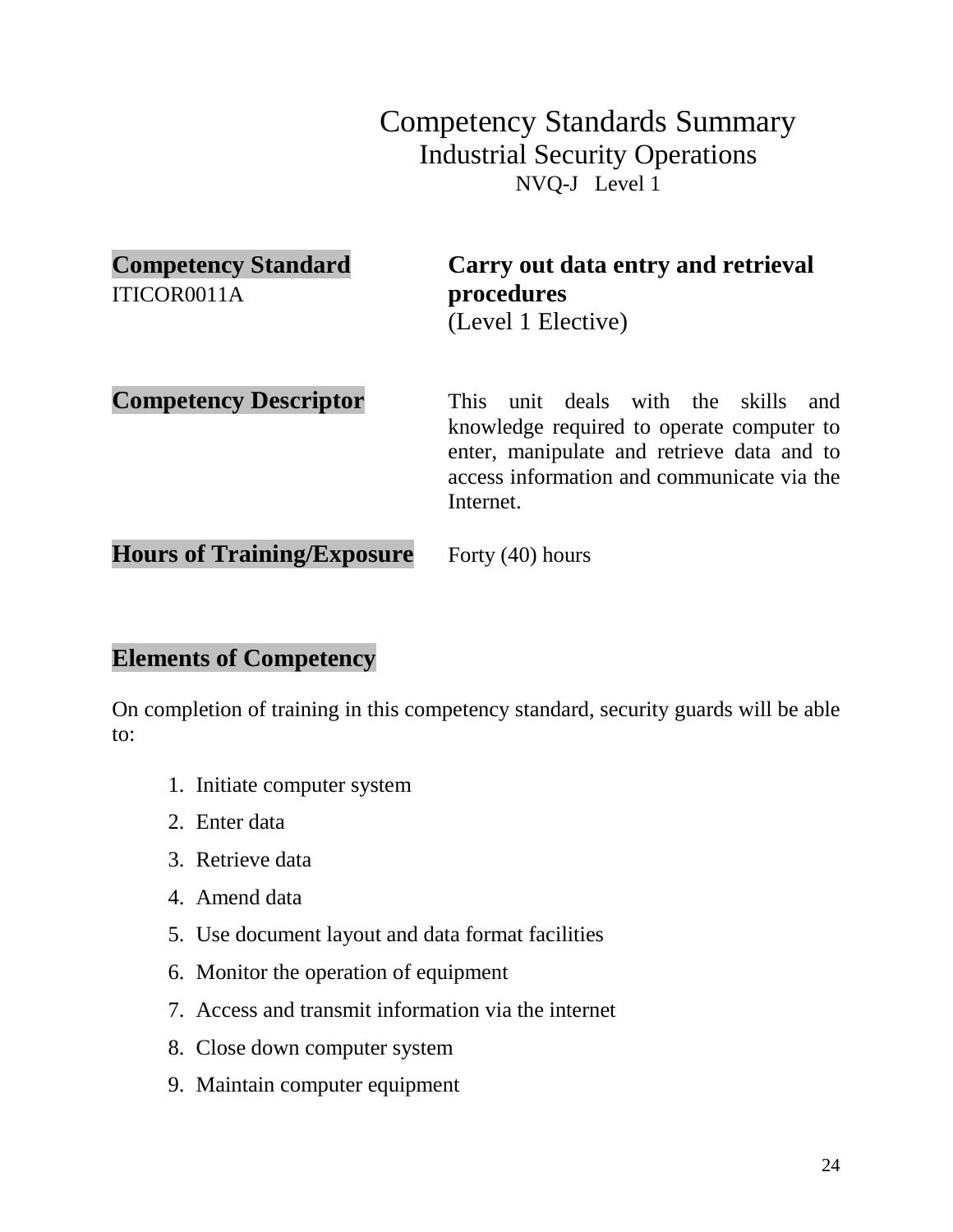# Competency Standards Summary
## Industrial Security Operations
### NVQ-J Level 1

| | |
|---|---|
| **Competency Standard** ITICOR0011A | **Carry out data entry and retrieval procedures** (Level 1 Elective) |
| **Competency Descriptor** | This unit deals with the skills and knowledge required to operate computer to enter, manipulate and retrieve data and to access information and communicate via the Internet. |
| **Hours of Training/Exposure** | Forty (40) hours |

## Elements of Competency

On completion of training in this competency standard, security guards will be able to:

1. Initiate computer system
2. Enter data
3. Retrieve data
4. Amend data
5. Use document layout and data format facilities
6. Monitor the operation of equipment
7. Access and transmit information via the internet
8. Close down computer system
9. Maintain computer equipment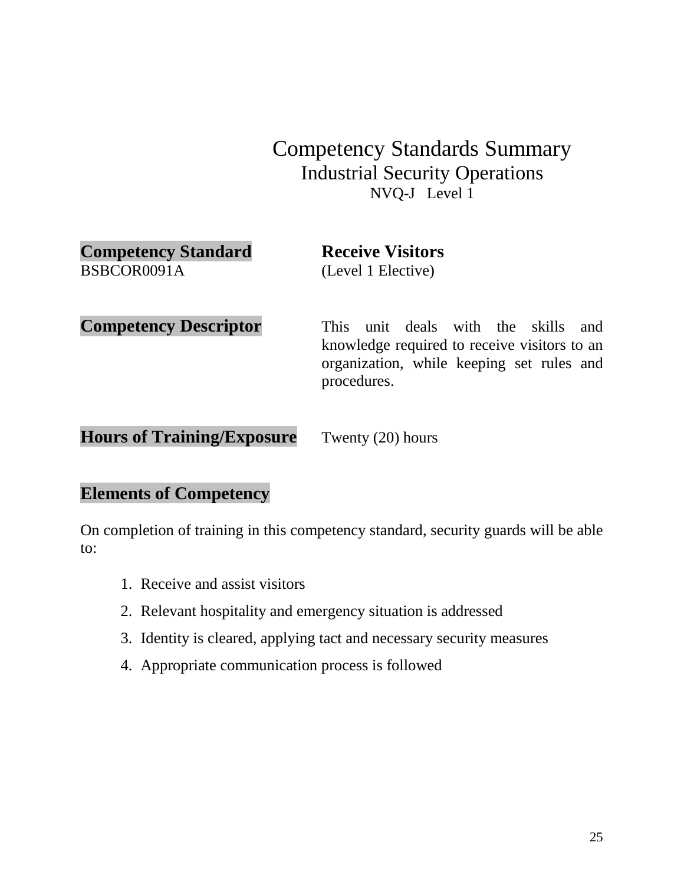# Competency Standards Summary
## Industrial Security Operations
### NVQ-J Level 1

**Competency Standard** BSBCOR0091A

**Receive Visitors** (Level 1 Elective)

**Competency Descriptor**

This unit deals with the skills and knowledge required to receive visitors to an organization, while keeping set rules and procedures.

**Hours of Training/Exposure** Twenty (20) hours

**Elements of Competency**

On completion of training in this competency standard, security guards will be able to:

1. Receive and assist visitors
2. Relevant hospitality and emergency situation is addressed
3. Identity is cleared, applying tact and necessary security measures
4. Appropriate communication process is followed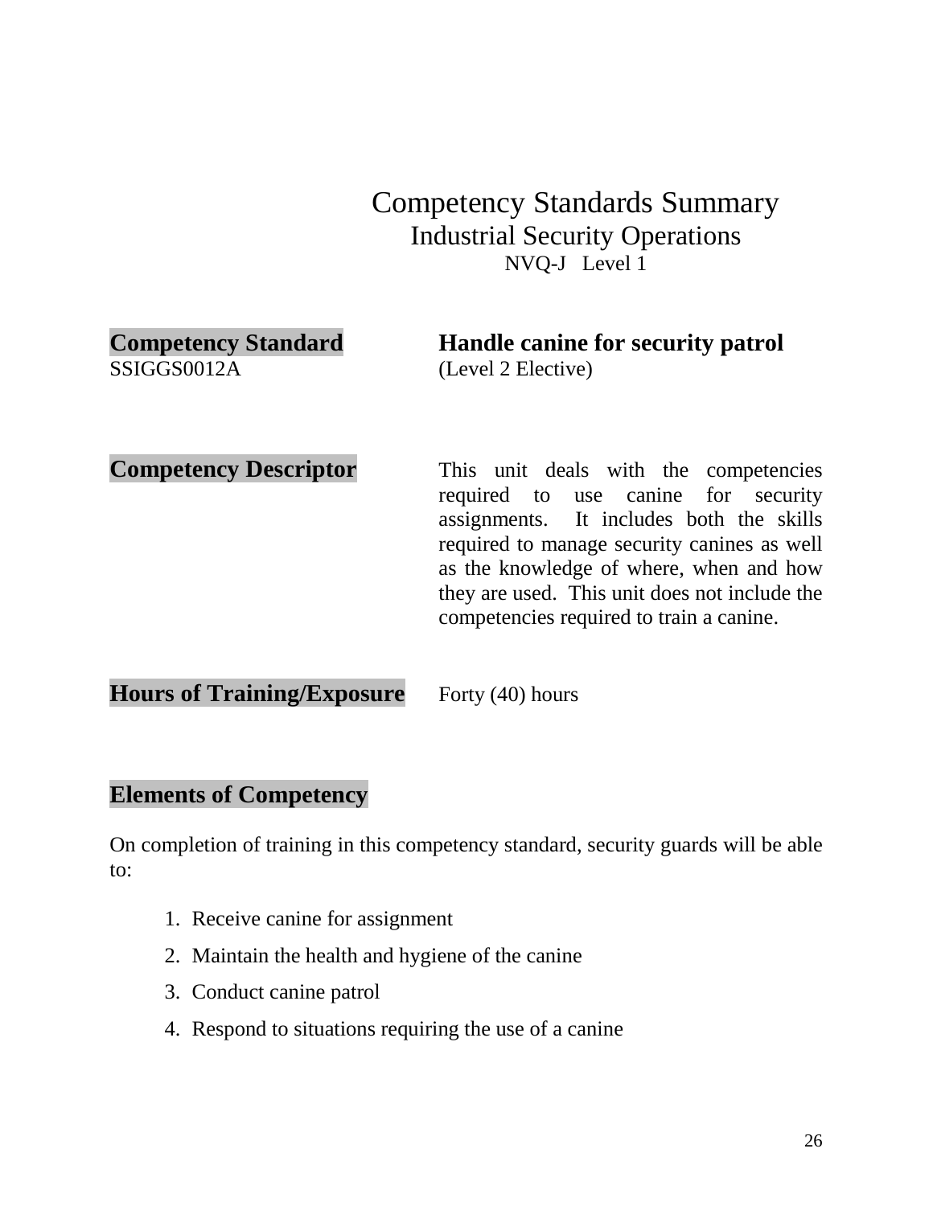# Competency Standards Summary

## Industrial Security Operations

### NVQ-J Level 1

**Competency Standard** SSIGGS0012A

**Handle canine for security patrol** (Level 2 Elective)

**Competency Descriptor**

This unit deals with the competencies required to use canine for security assignments. It includes both the skills required to manage security canines as well as the knowledge of where, when and how they are used. This unit does not include the competencies required to train a canine.

**Hours of Training/Exposure** Forty (40) hours

**Elements of Competency**

On completion of training in this competency standard, security guards will be able to:

1. Receive canine for assignment
2. Maintain the health and hygiene of the canine
3. Conduct canine patrol
4. Respond to situations requiring the use of a canine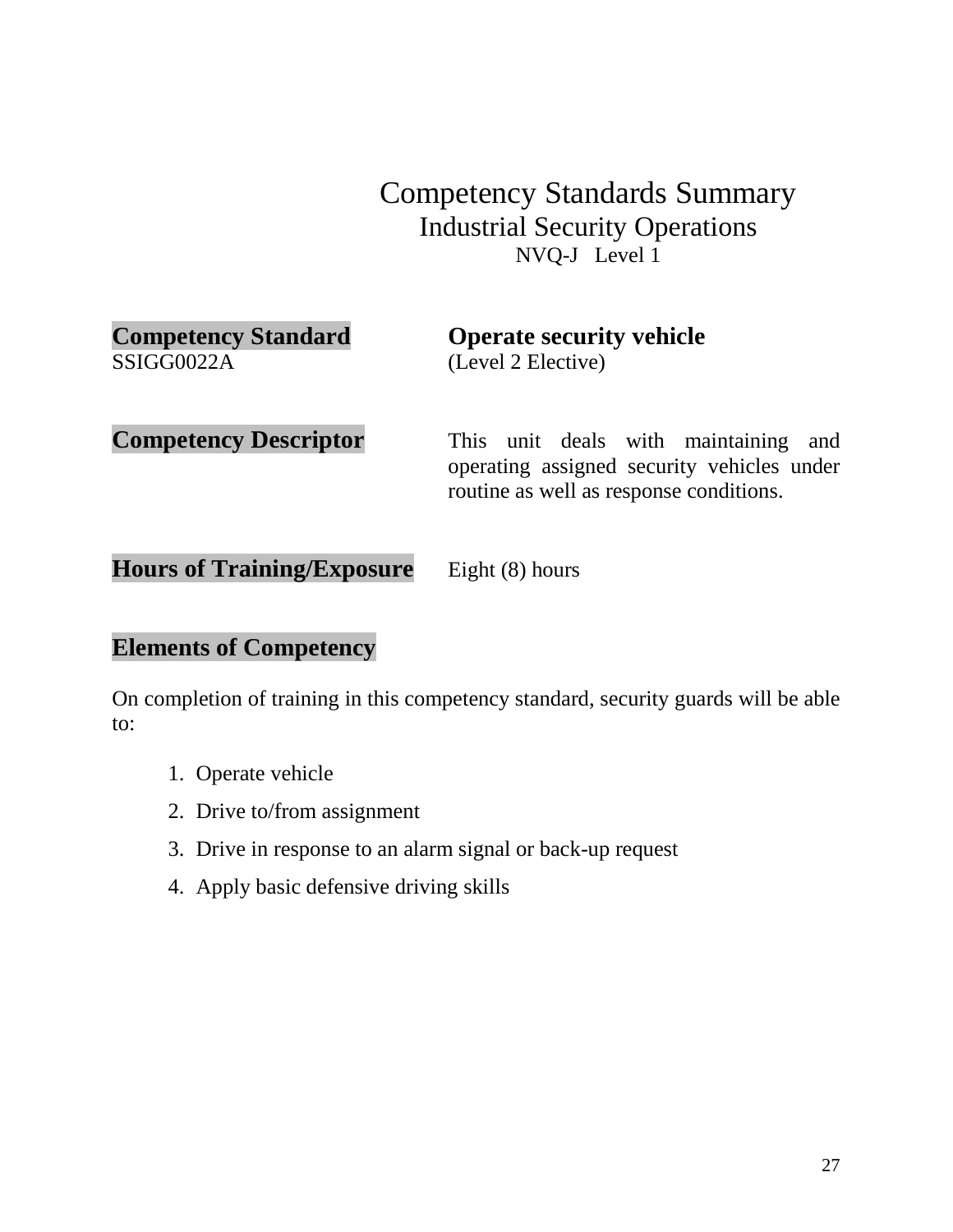# Competency Standards Summary

## Industrial Security Operations

### NVQ-J Level 1

| | |
|---|---|
| **Competency Standard**<br>SSIGG0022A | **Operate security vehicle**<br>(Level 2 Elective) |
| **Competency Descriptor** | This unit deals with maintaining and operating assigned security vehicles under routine as well as response conditions. |
| **Hours of Training/Exposure** | Eight (8) hours |

**Elements of Competency**

On completion of training in this competency standard, security guards will be able to:

1. Operate vehicle
2. Drive to/from assignment
3. Drive in response to an alarm signal or back-up request
4. Apply basic defensive driving skills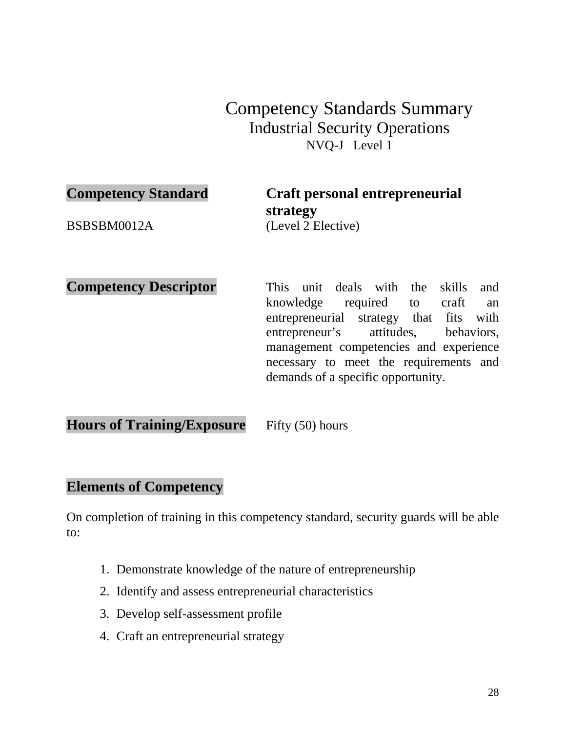# Competency Standards Summary
## Industrial Security Operations
### NVQ-J Level 1

**Competency Standard** — **Craft personal entrepreneurial strategy**

BSBSBM0012A — (Level 2 Elective)

**Competency Descriptor**

This unit deals with the skills and knowledge required to craft an entrepreneurial strategy that fits with entrepreneur's attitudes, behaviors, management competencies and experience necessary to meet the requirements and demands of a specific opportunity.

**Hours of Training/Exposure** — Fifty (50) hours

**Elements of Competency**

On completion of training in this competency standard, security guards will be able to:

1. Demonstrate knowledge of the nature of entrepreneurship
2. Identify and assess entrepreneurial characteristics
3. Develop self-assessment profile
4. Craft an entrepreneurial strategy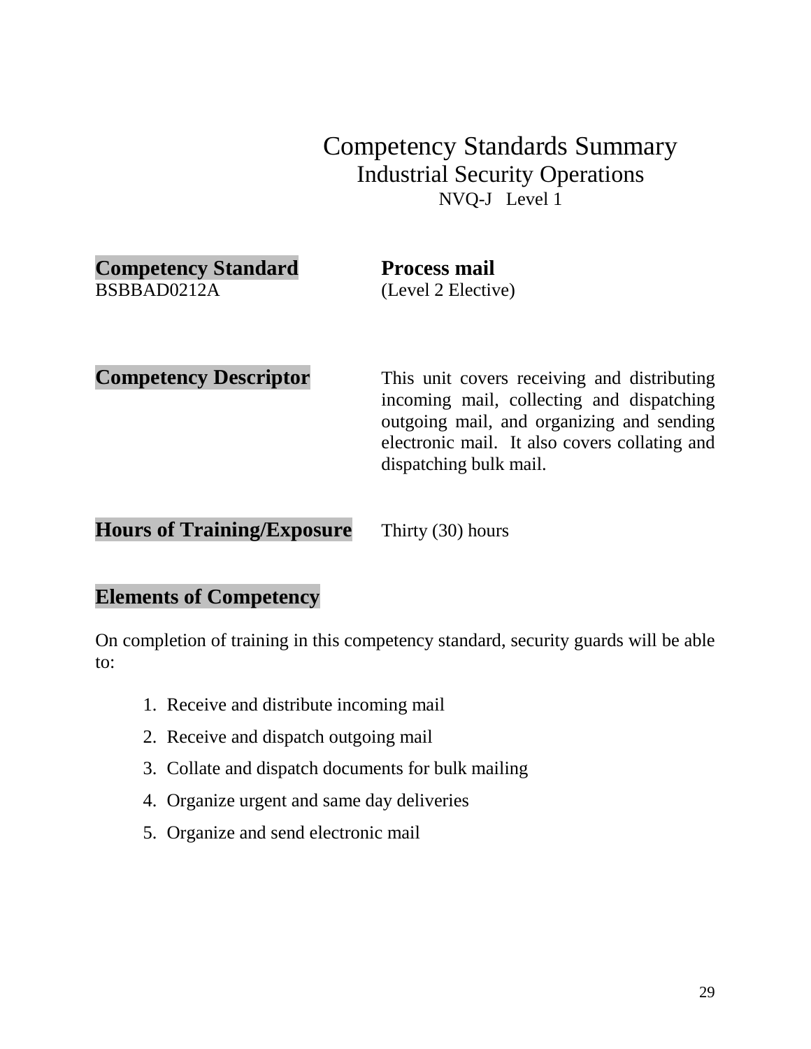# Competency Standards Summary
## Industrial Security Operations
### NVQ-J Level 1

**Competency Standard**
BSBBAD0212A

**Process mail**
(Level 2 Elective)

**Competency Descriptor**

This unit covers receiving and distributing incoming mail, collecting and dispatching outgoing mail, and organizing and sending electronic mail. It also covers collating and dispatching bulk mail.

**Hours of Training/Exposure**

Thirty (30) hours

**Elements of Competency**

On completion of training in this competency standard, security guards will be able to:

1. Receive and distribute incoming mail
2. Receive and dispatch outgoing mail
3. Collate and dispatch documents for bulk mailing
4. Organize urgent and same day deliveries
5. Organize and send electronic mail